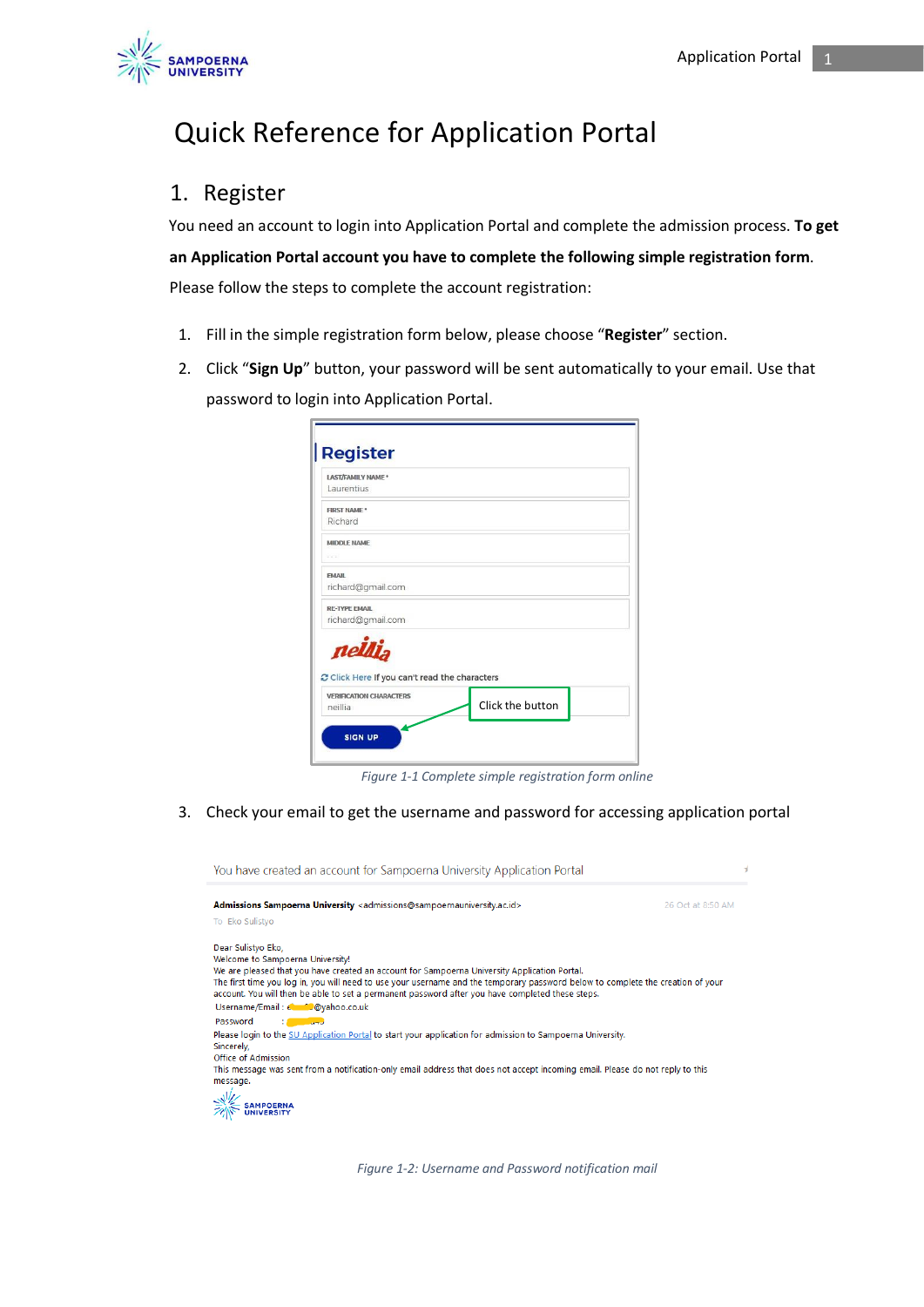# Quick Reference for Application Portal

## 1. Register

You need an account to login into Application Portal and complete the admission process. **To get an Application Portal account you have to complete the following simple registration form**. Please follow the steps to complete the account registration:

1. Fill in the simple registration form below, please choose "**Register**" section.
2. Click "**Sign Up**" button, your password will be sent automatically to your email. Use that password to login into Application Portal.

*Figure 1-1 Complete simple registration form online*

3. Check your email to get the username and password for accessing application portal

*Figure 1-2: Username and Password notification mail*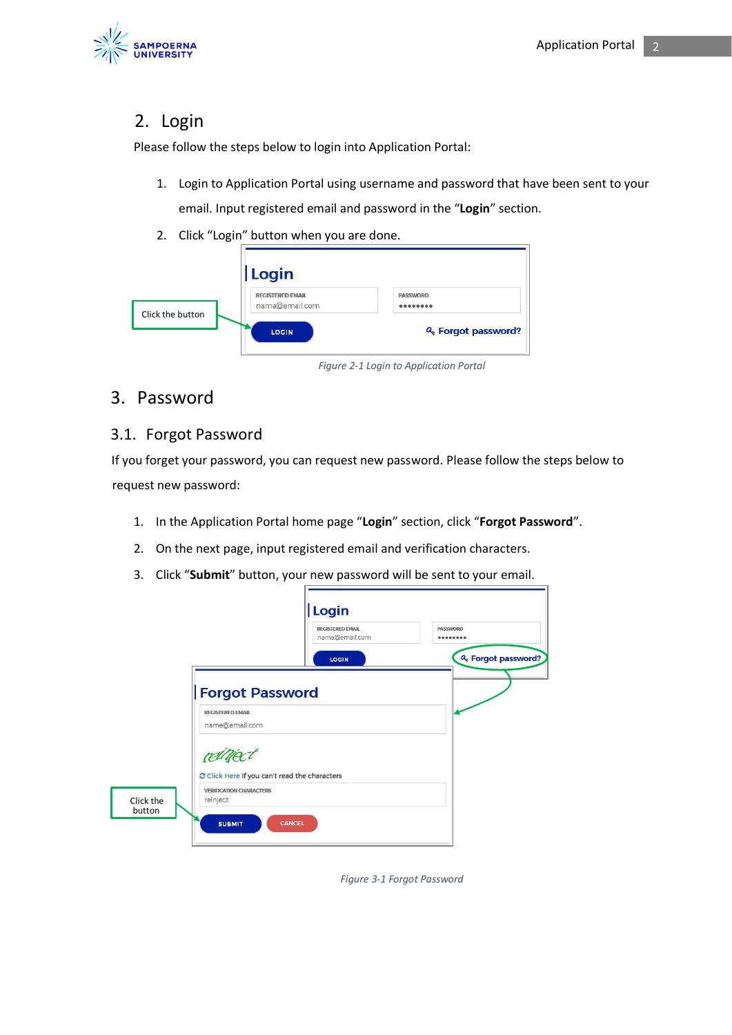## 2. Login

Please follow the steps below to login into Application Portal:

1. Login to Application Portal using username and password that have been sent to your email. Input registered email and password in the "**Login**" section.
2. Click "Login" button when you are done.

*Figure 2-1 Login to Application Portal*

## 3. Password

### 3.1. Forgot Password

If you forget your password, you can request new password. Please follow the steps below to request new password:

1. In the Application Portal home page "**Login**" section, click "**Forgot Password**".
2. On the next page, input registered email and verification characters.
3. Click "**Submit**" button, your new password will be sent to your email.

*Figure 3-1 Forgot Password*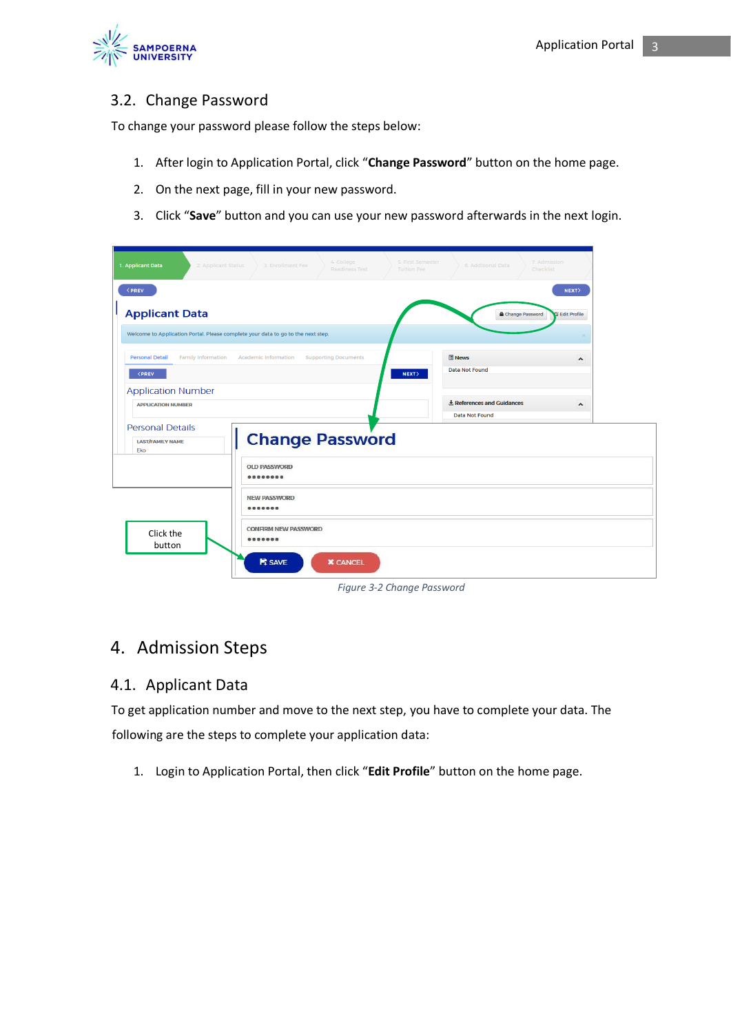## 3.2. Change Password

To change your password please follow the steps below:

1. After login to Application Portal, click "**Change Password**" button on the home page.
2. On the next page, fill in your new password.
3. Click "**Save**" button and you can use your new password afterwards in the next login.

*Figure 3-2 Change Password*

# 4. Admission Steps

## 4.1. Applicant Data

To get application number and move to the next step, you have to complete your data. The following are the steps to complete your application data:

1. Login to Application Portal, then click "**Edit Profile**" button on the home page.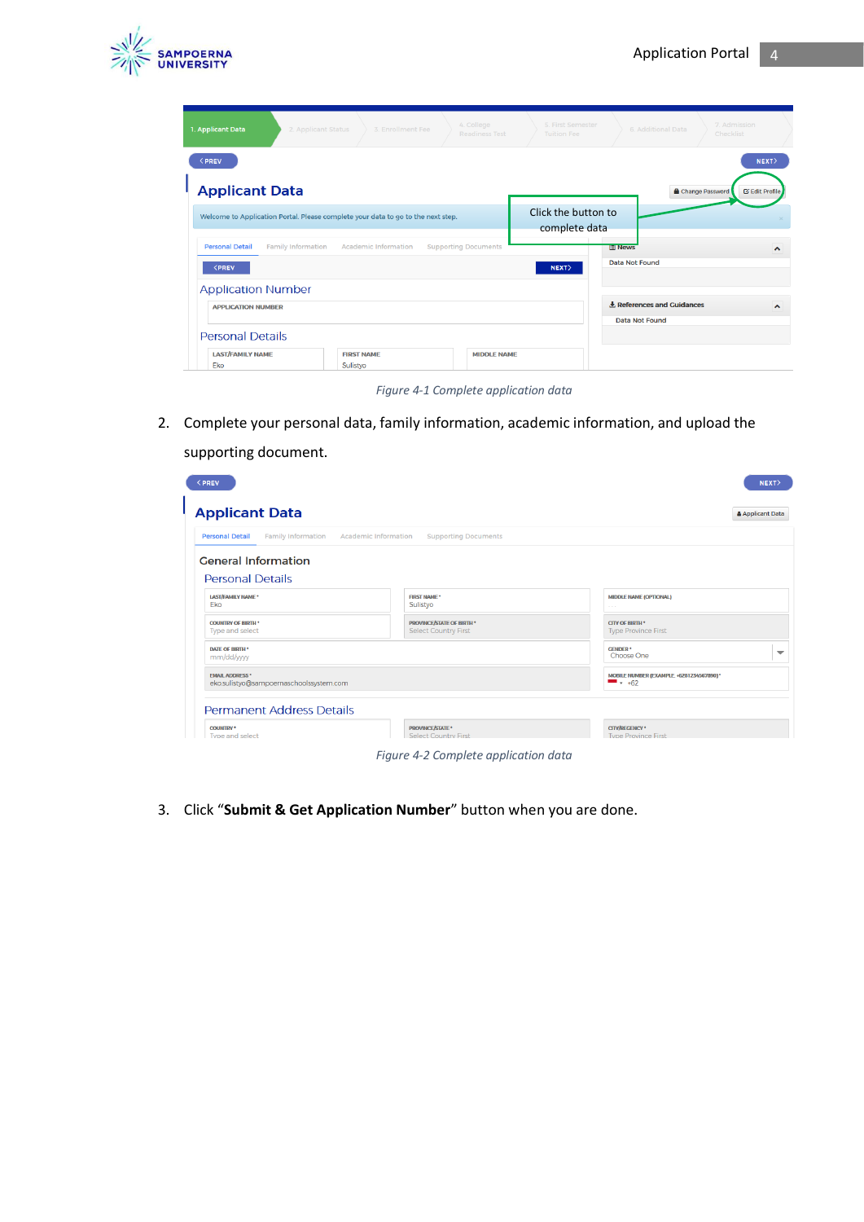*Figure 4-1 Complete application data*

2. Complete your personal data, family information, academic information, and upload the supporting document.

*Figure 4-2 Complete application data*

3. Click "**Submit & Get Application Number**" button when you are done.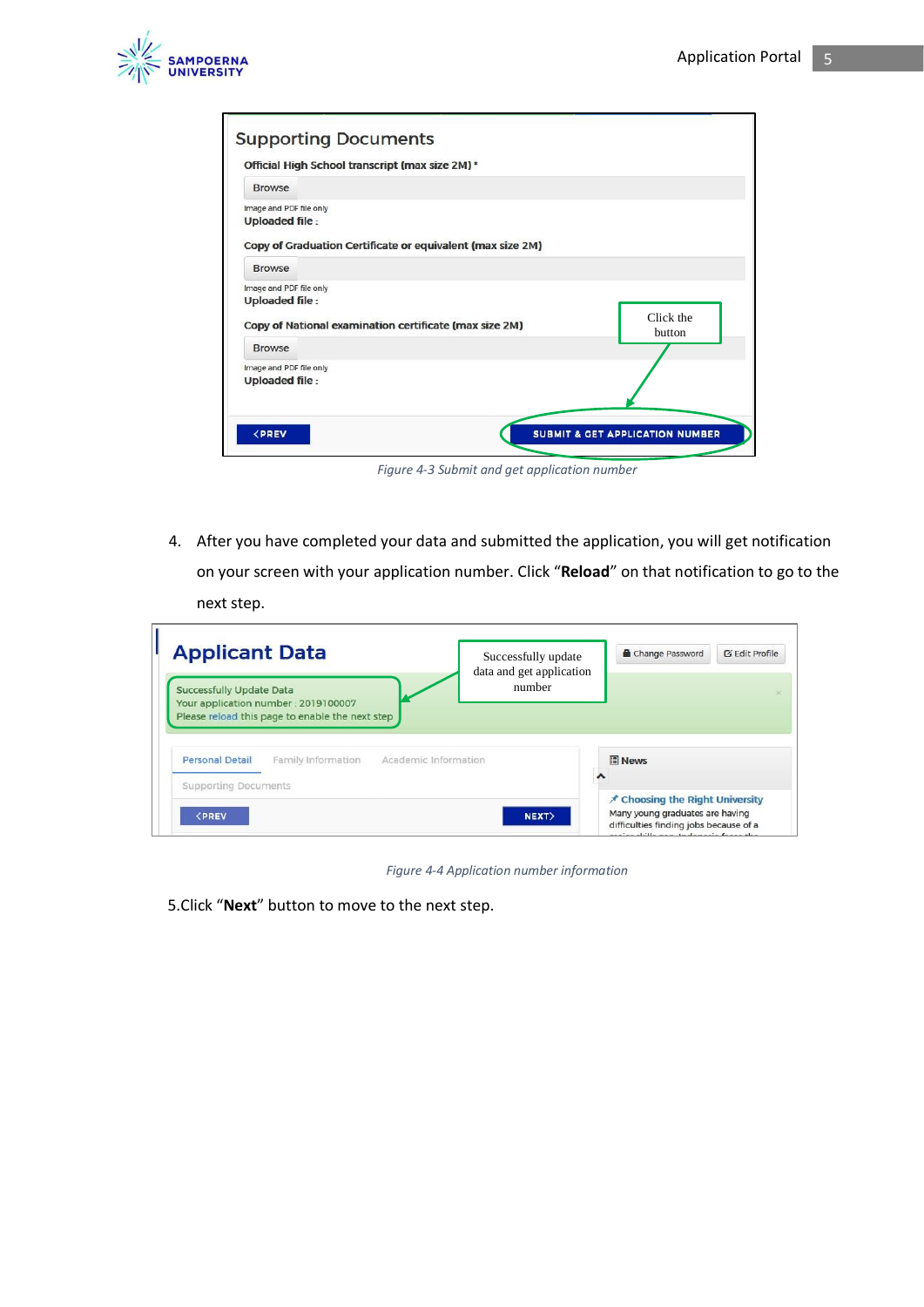Figure 4-3 Submit and get application number

4. After you have completed your data and submitted the application, you will get notification on your screen with your application number. Click "**Reload**" on that notification to go to the next step.

Figure 4-4 Application number information

5.Click "**Next**" button to move to the next step.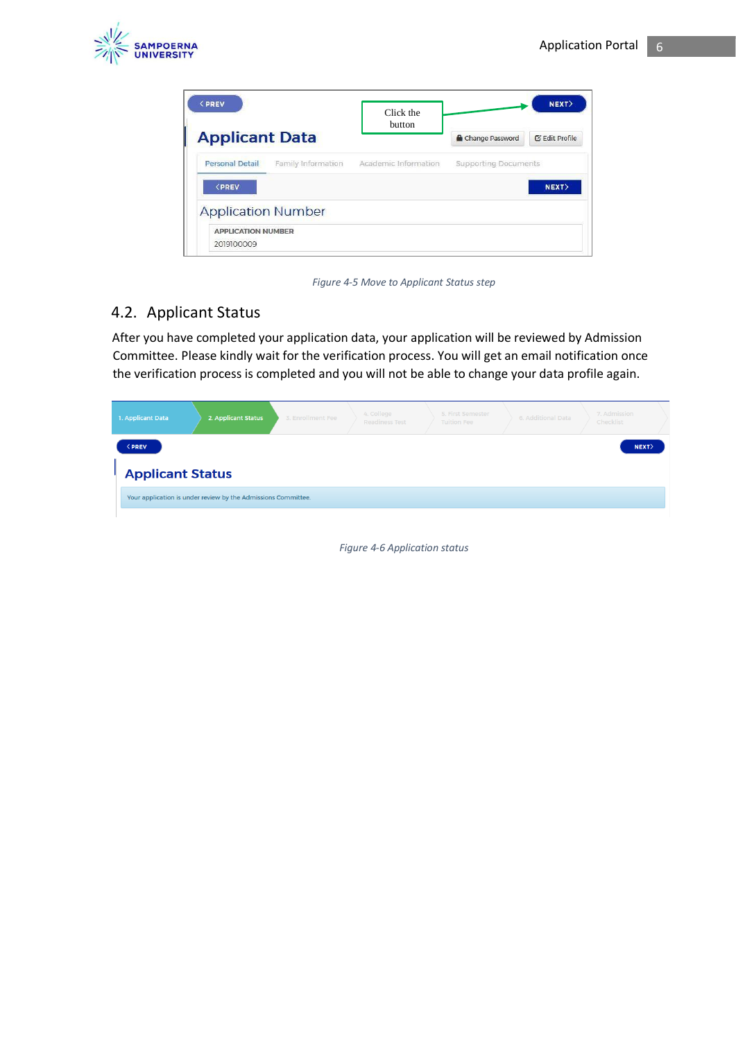Figure 4-5 Move to Applicant Status step

## 4.2. Applicant Status

After you have completed your application data, your application will be reviewed by Admission Committee. Please kindly wait for the verification process. You will get an email notification once the verification process is completed and you will not be able to change your data profile again.

Figure 4-6 Application status